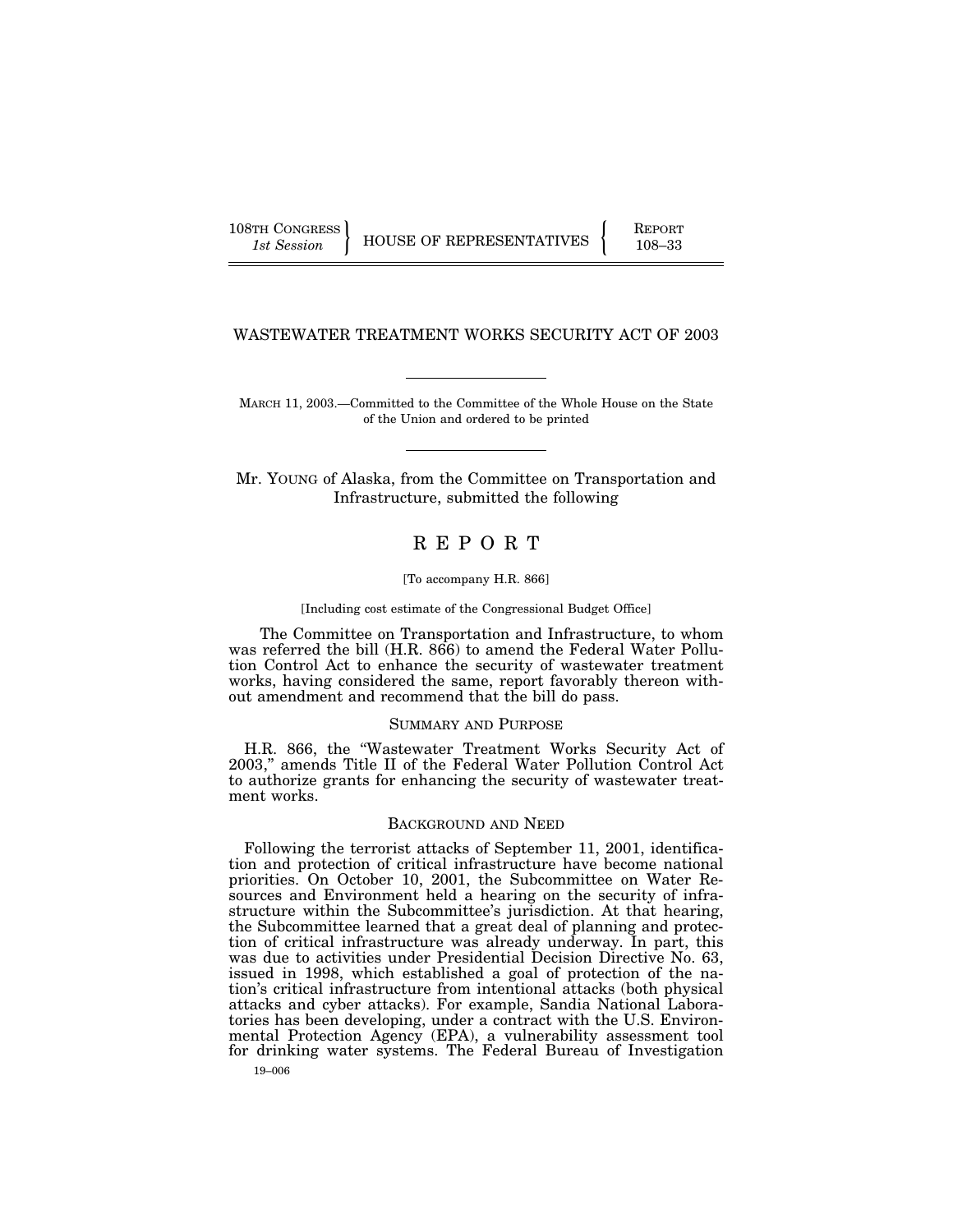108TH CONGRESS
*1st Session*

HOUSE OF REPRESENTATIVES

REPORT
108–33

# WASTEWATER TREATMENT WORKS SECURITY ACT OF 2003

MARCH 11, 2003.—Committed to the Committee of the Whole House on the State of the Union and ordered to be printed

Mr. YOUNG of Alaska, from the Committee on Transportation and Infrastructure, submitted the following

# R E P O R T

[To accompany H.R. 866]

[Including cost estimate of the Congressional Budget Office]

The Committee on Transportation and Infrastructure, to whom was referred the bill (H.R. 866) to amend the Federal Water Pollution Control Act to enhance the security of wastewater treatment works, having considered the same, report favorably thereon without amendment and recommend that the bill do pass.

## SUMMARY AND PURPOSE

H.R. 866, the "Wastewater Treatment Works Security Act of 2003," amends Title II of the Federal Water Pollution Control Act to authorize grants for enhancing the security of wastewater treatment works.

## BACKGROUND AND NEED

Following the terrorist attacks of September 11, 2001, identification and protection of critical infrastructure have become national priorities. On October 10, 2001, the Subcommittee on Water Resources and Environment held a hearing on the security of infrastructure within the Subcommittee's jurisdiction. At that hearing, the Subcommittee learned that a great deal of planning and protection of critical infrastructure was already underway. In part, this was due to activities under Presidential Decision Directive No. 63, issued in 1998, which established a goal of protection of the nation's critical infrastructure from intentional attacks (both physical attacks and cyber attacks). For example, Sandia National Laboratories has been developing, under a contract with the U.S. Environmental Protection Agency (EPA), a vulnerability assessment tool for drinking water systems. The Federal Bureau of Investigation

19–006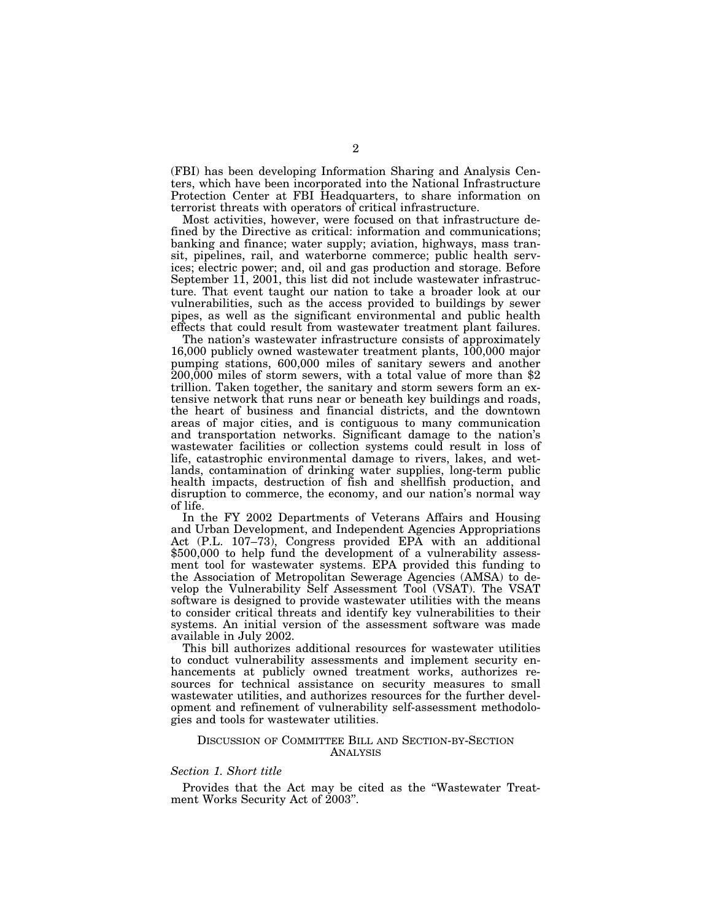(FBI) has been developing Information Sharing and Analysis Centers, which have been incorporated into the National Infrastructure Protection Center at FBI Headquarters, to share information on terrorist threats with operators of critical infrastructure.

Most activities, however, were focused on that infrastructure defined by the Directive as critical: information and communications; banking and finance; water supply; aviation, highways, mass transit, pipelines, rail, and waterborne commerce; public health services; electric power; and, oil and gas production and storage. Before September 11, 2001, this list did not include wastewater infrastructure. That event taught our nation to take a broader look at our vulnerabilities, such as the access provided to buildings by sewer pipes, as well as the significant environmental and public health effects that could result from wastewater treatment plant failures.

The nation's wastewater infrastructure consists of approximately 16,000 publicly owned wastewater treatment plants, 100,000 major pumping stations, 600,000 miles of sanitary sewers and another 200,000 miles of storm sewers, with a total value of more than $2 trillion. Taken together, the sanitary and storm sewers form an extensive network that runs near or beneath key buildings and roads, the heart of business and financial districts, and the downtown areas of major cities, and is contiguous to many communication and transportation networks. Significant damage to the nation's wastewater facilities or collection systems could result in loss of life, catastrophic environmental damage to rivers, lakes, and wetlands, contamination of drinking water supplies, long-term public health impacts, destruction of fish and shellfish production, and disruption to commerce, the economy, and our nation's normal way of life.

In the FY 2002 Departments of Veterans Affairs and Housing and Urban Development, and Independent Agencies Appropriations Act (P.L. 107–73), Congress provided EPA with an additional $500,000 to help fund the development of a vulnerability assessment tool for wastewater systems. EPA provided this funding to the Association of Metropolitan Sewerage Agencies (AMSA) to develop the Vulnerability Self Assessment Tool (VSAT). The VSAT software is designed to provide wastewater utilities with the means to consider critical threats and identify key vulnerabilities to their systems. An initial version of the assessment software was made available in July 2002.

This bill authorizes additional resources for wastewater utilities to conduct vulnerability assessments and implement security enhancements at publicly owned treatment works, authorizes resources for technical assistance on security measures to small wastewater utilities, and authorizes resources for the further development and refinement of vulnerability self-assessment methodologies and tools for wastewater utilities.

## DISCUSSION OF COMMITTEE BILL AND SECTION-BY-SECTION ANALYSIS

### *Section 1. Short title*

Provides that the Act may be cited as the "Wastewater Treatment Works Security Act of 2003".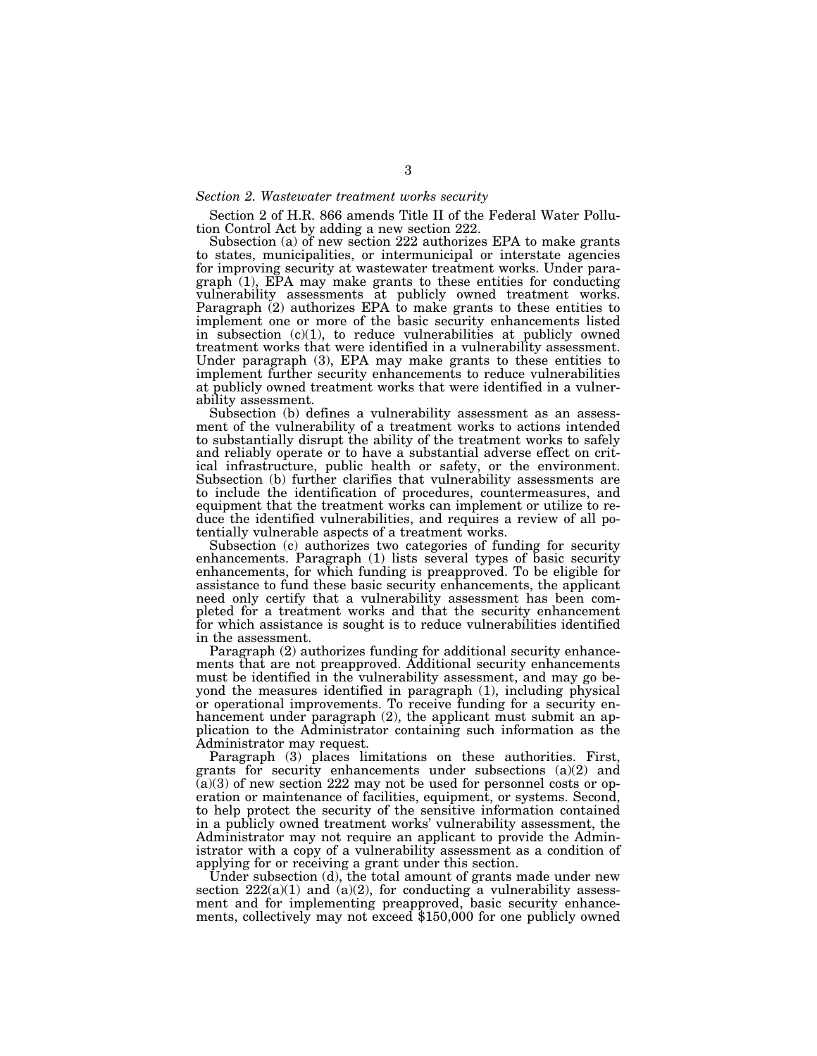*Section 2. Wastewater treatment works security*

Section 2 of H.R. 866 amends Title II of the Federal Water Pollution Control Act by adding a new section 222.

Subsection (a) of new section 222 authorizes EPA to make grants to states, municipalities, or intermunicipal or interstate agencies for improving security at wastewater treatment works. Under paragraph (1), EPA may make grants to these entities for conducting vulnerability assessments at publicly owned treatment works. Paragraph (2) authorizes EPA to make grants to these entities to implement one or more of the basic security enhancements listed in subsection (c)(1), to reduce vulnerabilities at publicly owned treatment works that were identified in a vulnerability assessment. Under paragraph (3), EPA may make grants to these entities to implement further security enhancements to reduce vulnerabilities at publicly owned treatment works that were identified in a vulnerability assessment.

Subsection (b) defines a vulnerability assessment as an assessment of the vulnerability of a treatment works to actions intended to substantially disrupt the ability of the treatment works to safely and reliably operate or to have a substantial adverse effect on critical infrastructure, public health or safety, or the environment. Subsection (b) further clarifies that vulnerability assessments are to include the identification of procedures, countermeasures, and equipment that the treatment works can implement or utilize to reduce the identified vulnerabilities, and requires a review of all potentially vulnerable aspects of a treatment works.

Subsection (c) authorizes two categories of funding for security enhancements. Paragraph (1) lists several types of basic security enhancements, for which funding is preapproved. To be eligible for assistance to fund these basic security enhancements, the applicant need only certify that a vulnerability assessment has been completed for a treatment works and that the security enhancement for which assistance is sought is to reduce vulnerabilities identified in the assessment.

Paragraph (2) authorizes funding for additional security enhancements that are not preapproved. Additional security enhancements must be identified in the vulnerability assessment, and may go beyond the measures identified in paragraph (1), including physical or operational improvements. To receive funding for a security enhancement under paragraph (2), the applicant must submit an application to the Administrator containing such information as the Administrator may request.

Paragraph (3) places limitations on these authorities. First, grants for security enhancements under subsections (a)(2) and (a)(3) of new section 222 may not be used for personnel costs or operation or maintenance of facilities, equipment, or systems. Second, to help protect the security of the sensitive information contained in a publicly owned treatment works' vulnerability assessment, the Administrator may not require an applicant to provide the Administrator with a copy of a vulnerability assessment as a condition of applying for or receiving a grant under this section.

Under subsection (d), the total amount of grants made under new section 222(a)(1) and (a)(2), for conducting a vulnerability assessment and for implementing preapproved, basic security enhancements, collectively may not exceed $150,000 for one publicly owned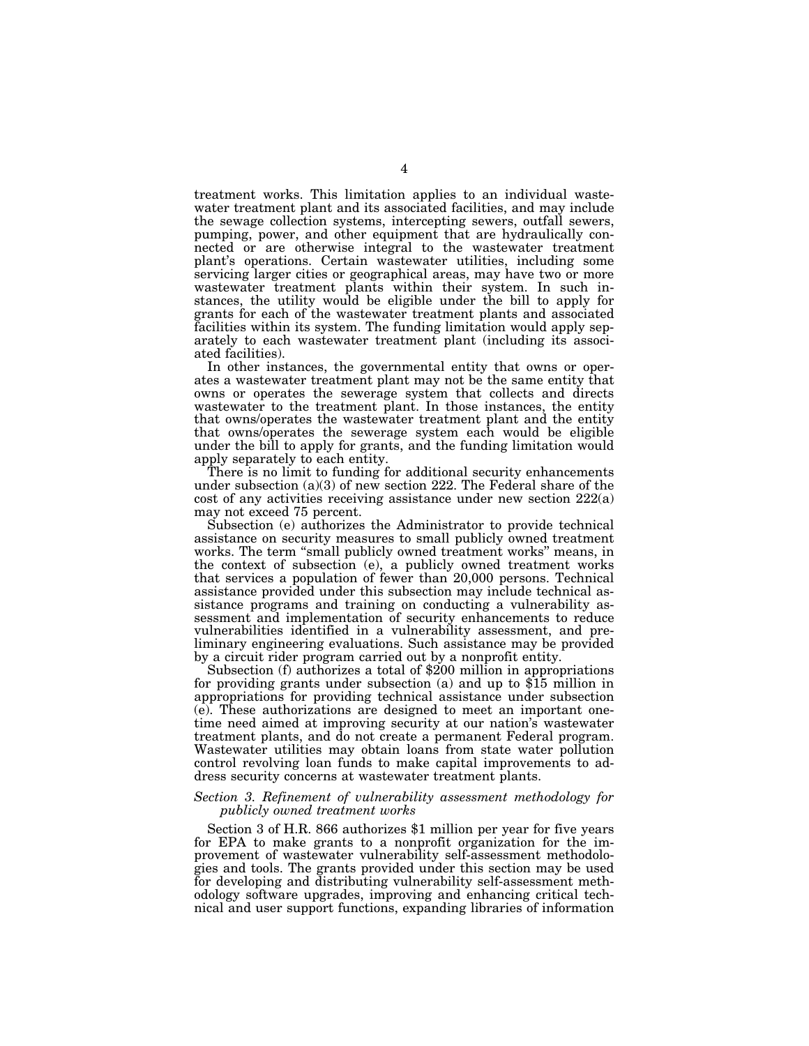treatment works. This limitation applies to an individual wastewater treatment plant and its associated facilities, and may include the sewage collection systems, intercepting sewers, outfall sewers, pumping, power, and other equipment that are hydraulically connected or are otherwise integral to the wastewater treatment plant's operations. Certain wastewater utilities, including some servicing larger cities or geographical areas, may have two or more wastewater treatment plants within their system. In such instances, the utility would be eligible under the bill to apply for grants for each of the wastewater treatment plants and associated facilities within its system. The funding limitation would apply separately to each wastewater treatment plant (including its associated facilities).

In other instances, the governmental entity that owns or operates a wastewater treatment plant may not be the same entity that owns or operates the sewerage system that collects and directs wastewater to the treatment plant. In those instances, the entity that owns/operates the wastewater treatment plant and the entity that owns/operates the sewerage system each would be eligible under the bill to apply for grants, and the funding limitation would apply separately to each entity.

There is no limit to funding for additional security enhancements under subsection (a)(3) of new section 222. The Federal share of the cost of any activities receiving assistance under new section 222(a) may not exceed 75 percent.

Subsection (e) authorizes the Administrator to provide technical assistance on security measures to small publicly owned treatment works. The term "small publicly owned treatment works" means, in the context of subsection (e), a publicly owned treatment works that services a population of fewer than 20,000 persons. Technical assistance provided under this subsection may include technical assistance programs and training on conducting a vulnerability assessment and implementation of security enhancements to reduce vulnerabilities identified in a vulnerability assessment, and preliminary engineering evaluations. Such assistance may be provided by a circuit rider program carried out by a nonprofit entity.

Subsection (f) authorizes a total of $200 million in appropriations for providing grants under subsection (a) and up to $15 million in appropriations for providing technical assistance under subsection (e). These authorizations are designed to meet an important one-time need aimed at improving security at our nation's wastewater treatment plants, and do not create a permanent Federal program. Wastewater utilities may obtain loans from state water pollution control revolving loan funds to make capital improvements to address security concerns at wastewater treatment plants.

*Section 3. Refinement of vulnerability assessment methodology for publicly owned treatment works*

Section 3 of H.R. 866 authorizes $1 million per year for five years for EPA to make grants to a nonprofit organization for the improvement of wastewater vulnerability self-assessment methodologies and tools. The grants provided under this section may be used for developing and distributing vulnerability self-assessment methodology software upgrades, improving and enhancing critical technical and user support functions, expanding libraries of information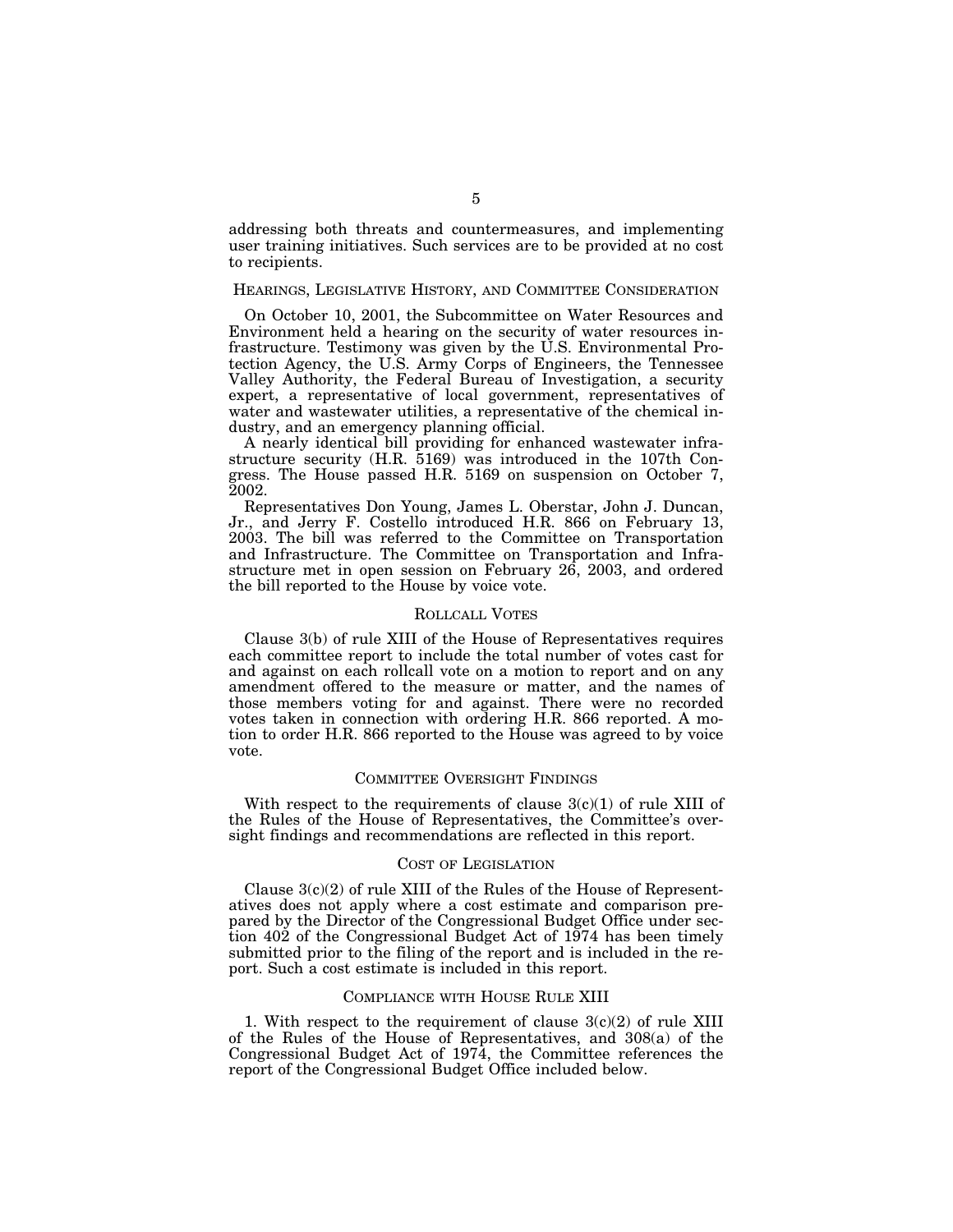addressing both threats and countermeasures, and implementing user training initiatives. Such services are to be provided at no cost to recipients.

## HEARINGS, LEGISLATIVE HISTORY, AND COMMITTEE CONSIDERATION

On October 10, 2001, the Subcommittee on Water Resources and Environment held a hearing on the security of water resources infrastructure. Testimony was given by the U.S. Environmental Protection Agency, the U.S. Army Corps of Engineers, the Tennessee Valley Authority, the Federal Bureau of Investigation, a security expert, a representative of local government, representatives of water and wastewater utilities, a representative of the chemical industry, and an emergency planning official.

A nearly identical bill providing for enhanced wastewater infrastructure security (H.R. 5169) was introduced in the 107th Congress. The House passed H.R. 5169 on suspension on October 7, 2002.

Representatives Don Young, James L. Oberstar, John J. Duncan, Jr., and Jerry F. Costello introduced H.R. 866 on February 13, 2003. The bill was referred to the Committee on Transportation and Infrastructure. The Committee on Transportation and Infrastructure met in open session on February 26, 2003, and ordered the bill reported to the House by voice vote.

## ROLLCALL VOTES

Clause 3(b) of rule XIII of the House of Representatives requires each committee report to include the total number of votes cast for and against on each rollcall vote on a motion to report and on any amendment offered to the measure or matter, and the names of those members voting for and against. There were no recorded votes taken in connection with ordering H.R. 866 reported. A motion to order H.R. 866 reported to the House was agreed to by voice vote.

## COMMITTEE OVERSIGHT FINDINGS

With respect to the requirements of clause 3(c)(1) of rule XIII of the Rules of the House of Representatives, the Committee's oversight findings and recommendations are reflected in this report.

## COST OF LEGISLATION

Clause 3(c)(2) of rule XIII of the Rules of the House of Representatives does not apply where a cost estimate and comparison prepared by the Director of the Congressional Budget Office under section 402 of the Congressional Budget Act of 1974 has been timely submitted prior to the filing of the report and is included in the report. Such a cost estimate is included in this report.

## COMPLIANCE WITH HOUSE RULE XIII

1. With respect to the requirement of clause 3(c)(2) of rule XIII of the Rules of the House of Representatives, and 308(a) of the Congressional Budget Act of 1974, the Committee references the report of the Congressional Budget Office included below.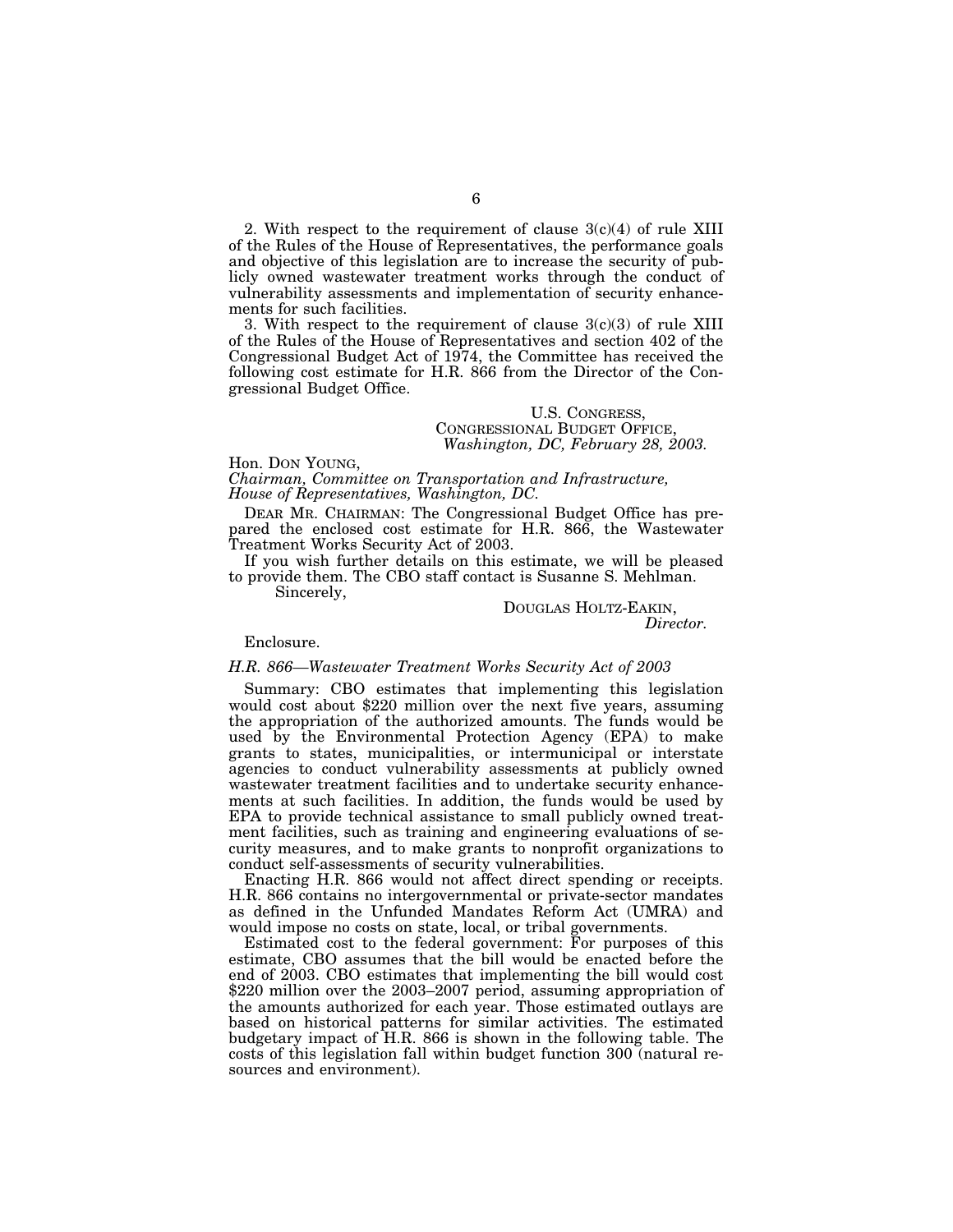2. With respect to the requirement of clause 3(c)(4) of rule XIII of the Rules of the House of Representatives, the performance goals and objective of this legislation are to increase the security of publicly owned wastewater treatment works through the conduct of vulnerability assessments and implementation of security enhancements for such facilities.

3. With respect to the requirement of clause 3(c)(3) of rule XIII of the Rules of the House of Representatives and section 402 of the Congressional Budget Act of 1974, the Committee has received the following cost estimate for H.R. 866 from the Director of the Congressional Budget Office.

U.S. CONGRESS,
CONGRESSIONAL BUDGET OFFICE,
*Washington, DC, February 28, 2003.*

Hon. DON YOUNG,
*Chairman, Committee on Transportation and Infrastructure, House of Representatives, Washington, DC.*

DEAR MR. CHAIRMAN: The Congressional Budget Office has prepared the enclosed cost estimate for H.R. 866, the Wastewater Treatment Works Security Act of 2003.

If you wish further details on this estimate, we will be pleased to provide them. The CBO staff contact is Susanne S. Mehlman.

Sincerely,

DOUGLAS HOLTZ-EAKIN,
*Director.*

Enclosure.

*H.R. 866—Wastewater Treatment Works Security Act of 2003*

Summary: CBO estimates that implementing this legislation would cost about $220 million over the next five years, assuming the appropriation of the authorized amounts. The funds would be used by the Environmental Protection Agency (EPA) to make grants to states, municipalities, or intermunicipal or interstate agencies to conduct vulnerability assessments at publicly owned wastewater treatment facilities and to undertake security enhancements at such facilities. In addition, the funds would be used by EPA to provide technical assistance to small publicly owned treatment facilities, such as training and engineering evaluations of security measures, and to make grants to nonprofit organizations to conduct self-assessments of security vulnerabilities.

Enacting H.R. 866 would not affect direct spending or receipts. H.R. 866 contains no intergovernmental or private-sector mandates as defined in the Unfunded Mandates Reform Act (UMRA) and would impose no costs on state, local, or tribal governments.

Estimated cost to the federal government: For purposes of this estimate, CBO assumes that the bill would be enacted before the end of 2003. CBO estimates that implementing the bill would cost $220 million over the 2003–2007 period, assuming appropriation of the amounts authorized for each year. Those estimated outlays are based on historical patterns for similar activities. The estimated budgetary impact of H.R. 866 is shown in the following table. The costs of this legislation fall within budget function 300 (natural resources and environment).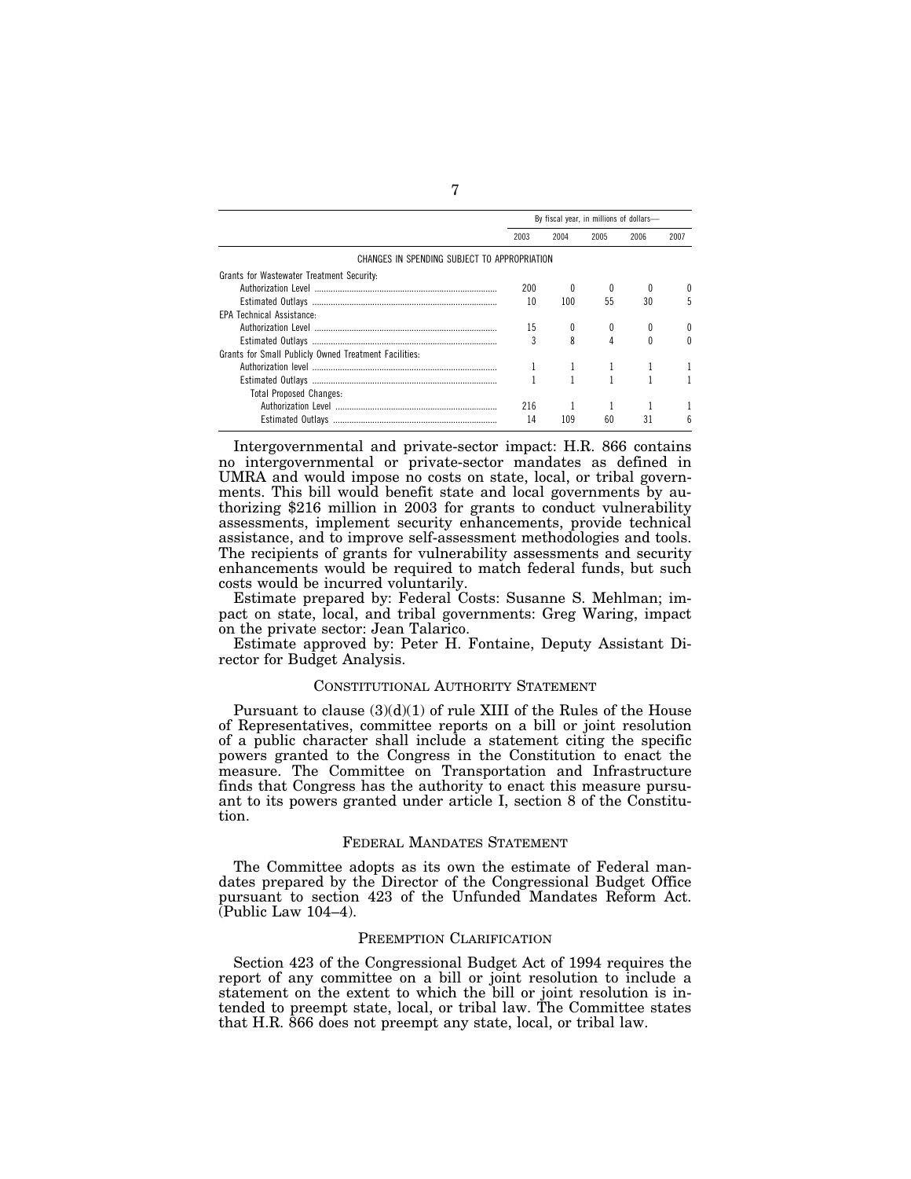| | By fiscal year, in millions of dollars— | | | | |
|---|---|---|---|---|---|
| | 2003 | 2004 | 2005 | 2006 | 2007 |
| CHANGES IN SPENDING SUBJECT TO APPROPRIATION | | | | | |
| Grants for Wastewater Treatment Security: | | | | | |
| Authorization Level | 200 | 0 | 0 | 0 | 0 |
| Estimated Outlays | 10 | 100 | 55 | 30 | 5 |
| EPA Technical Assistance: | | | | | |
| Authorization Level | 15 | 0 | 0 | 0 | 0 |
| Estimated Outlays | 3 | 8 | 4 | 0 | 0 |
| Grants for Small Publicly Owned Treatment Facilities: | | | | | |
| Authorization level | 1 | 1 | 1 | 1 | 1 |
| Estimated Outlays | 1 | 1 | 1 | 1 | 1 |
| Total Proposed Changes: | | | | | |
| Authorization Level | 216 | 1 | 1 | 1 | 1 |
| Estimated Outlays | 14 | 109 | 60 | 31 | 6 |

Intergovernmental and private-sector impact: H.R. 866 contains no intergovernmental or private-sector mandates as defined in UMRA and would impose no costs on state, local, or tribal governments. This bill would benefit state and local governments by authorizing $216 million in 2003 for grants to conduct vulnerability assessments, implement security enhancements, provide technical assistance, and to improve self-assessment methodologies and tools. The recipients of grants for vulnerability assessments and security enhancements would be required to match federal funds, but such costs would be incurred voluntarily.

Estimate prepared by: Federal Costs: Susanne S. Mehlman; impact on state, local, and tribal governments: Greg Waring, impact on the private sector: Jean Talarico.

Estimate approved by: Peter H. Fontaine, Deputy Assistant Director for Budget Analysis.

## CONSTITUTIONAL AUTHORITY STATEMENT

Pursuant to clause (3)(d)(1) of rule XIII of the Rules of the House of Representatives, committee reports on a bill or joint resolution of a public character shall include a statement citing the specific powers granted to the Congress in the Constitution to enact the measure. The Committee on Transportation and Infrastructure finds that Congress has the authority to enact this measure pursuant to its powers granted under article I, section 8 of the Constitution.

## FEDERAL MANDATES STATEMENT

The Committee adopts as its own the estimate of Federal mandates prepared by the Director of the Congressional Budget Office pursuant to section 423 of the Unfunded Mandates Reform Act. (Public Law 104–4).

## PREEMPTION CLARIFICATION

Section 423 of the Congressional Budget Act of 1994 requires the report of any committee on a bill or joint resolution to include a statement on the extent to which the bill or joint resolution is intended to preempt state, local, or tribal law. The Committee states that H.R. 866 does not preempt any state, local, or tribal law.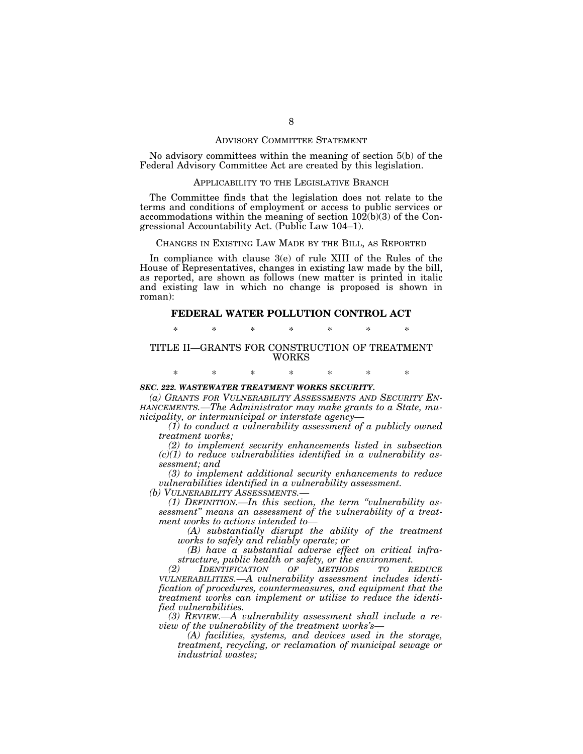## ADVISORY COMMITTEE STATEMENT

No advisory committees within the meaning of section 5(b) of the Federal Advisory Committee Act are created by this legislation.

## APPLICABILITY TO THE LEGISLATIVE BRANCH

The Committee finds that the legislation does not relate to the terms and conditions of employment or access to public services or accommodations within the meaning of section 102(b)(3) of the Congressional Accountability Act. (Public Law 104–1).

## CHANGES IN EXISTING LAW MADE BY THE BILL, AS REPORTED

In compliance with clause 3(e) of rule XIII of the Rules of the House of Representatives, changes in existing law made by the bill, as reported, are shown as follows (new matter is printed in italic and existing law in which no change is proposed is shown in roman):

## FEDERAL WATER POLLUTION CONTROL ACT

\* \* \* \* \* \* \*

### TITLE II—GRANTS FOR CONSTRUCTION OF TREATMENT WORKS

\* \* \* \* \* \* \*

***SEC. 222. WASTEWATER TREATMENT WORKS SECURITY.***

*(a) GRANTS FOR VULNERABILITY ASSESSMENTS AND SECURITY ENHANCEMENTS.—The Administrator may make grants to a State, municipality, or intermunicipal or interstate agency—*

*(1) to conduct a vulnerability assessment of a publicly owned treatment works;*

*(2) to implement security enhancements listed in subsection (c)(1) to reduce vulnerabilities identified in a vulnerability assessment; and*

*(3) to implement additional security enhancements to reduce vulnerabilities identified in a vulnerability assessment.*

*(b) VULNERABILITY ASSESSMENTS.—*

*(1) DEFINITION.—In this section, the term "vulnerability assessment" means an assessment of the vulnerability of a treatment works to actions intended to—*

*(A) substantially disrupt the ability of the treatment works to safely and reliably operate; or*

*(B) have a substantial adverse effect on critical infrastructure, public health or safety, or the environment.*

*(2) IDENTIFICATION OF METHODS TO REDUCE VULNERABILITIES.—A vulnerability assessment includes identification of procedures, countermeasures, and equipment that the treatment works can implement or utilize to reduce the identified vulnerabilities.*

*(3) REVIEW.—A vulnerability assessment shall include a review of the vulnerability of the treatment works's—*

*(A) facilities, systems, and devices used in the storage, treatment, recycling, or reclamation of municipal sewage or industrial wastes;*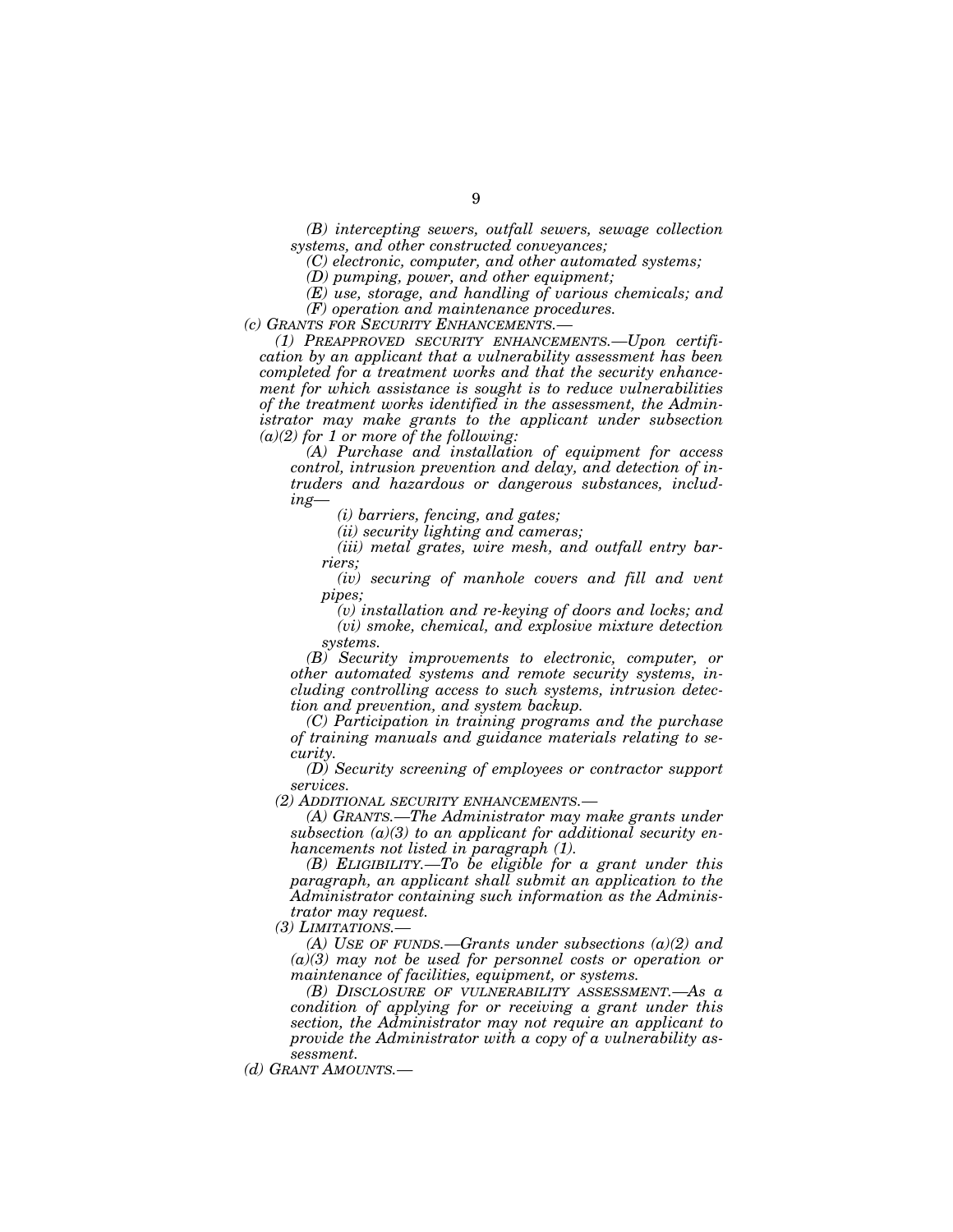*(B) intercepting sewers, outfall sewers, sewage collection systems, and other constructed conveyances;*

*(C) electronic, computer, and other automated systems;*

*(D) pumping, power, and other equipment;*

*(E) use, storage, and handling of various chemicals; and*

*(F) operation and maintenance procedures.*

*(c) GRANTS FOR SECURITY ENHANCEMENTS.—*

*(1) PREAPPROVED SECURITY ENHANCEMENTS.—Upon certification by an applicant that a vulnerability assessment has been completed for a treatment works and that the security enhancement for which assistance is sought is to reduce vulnerabilities of the treatment works identified in the assessment, the Administrator may make grants to the applicant under subsection (a)(2) for 1 or more of the following:*

*(A) Purchase and installation of equipment for access control, intrusion prevention and delay, and detection of intruders and hazardous or dangerous substances, including—*

*(i) barriers, fencing, and gates;*

*(ii) security lighting and cameras;*

*(iii) metal grates, wire mesh, and outfall entry barriers;*

*(iv) securing of manhole covers and fill and vent pipes;*

*(v) installation and re-keying of doors and locks; and*

*(vi) smoke, chemical, and explosive mixture detection systems.*

*(B) Security improvements to electronic, computer, or other automated systems and remote security systems, including controlling access to such systems, intrusion detection and prevention, and system backup.*

*(C) Participation in training programs and the purchase of training manuals and guidance materials relating to security.*

*(D) Security screening of employees or contractor support services.*

*(2) ADDITIONAL SECURITY ENHANCEMENTS.—*

*(A) GRANTS.—The Administrator may make grants under subsection (a)(3) to an applicant for additional security enhancements not listed in paragraph (1).*

*(B) ELIGIBILITY.—To be eligible for a grant under this paragraph, an applicant shall submit an application to the Administrator containing such information as the Administrator may request.*

*(3) LIMITATIONS.—*

*(A) USE OF FUNDS.—Grants under subsections (a)(2) and (a)(3) may not be used for personnel costs or operation or maintenance of facilities, equipment, or systems.*

*(B) DISCLOSURE OF VULNERABILITY ASSESSMENT.—As a condition of applying for or receiving a grant under this section, the Administrator may not require an applicant to provide the Administrator with a copy of a vulnerability assessment.*

*(d) GRANT AMOUNTS.—*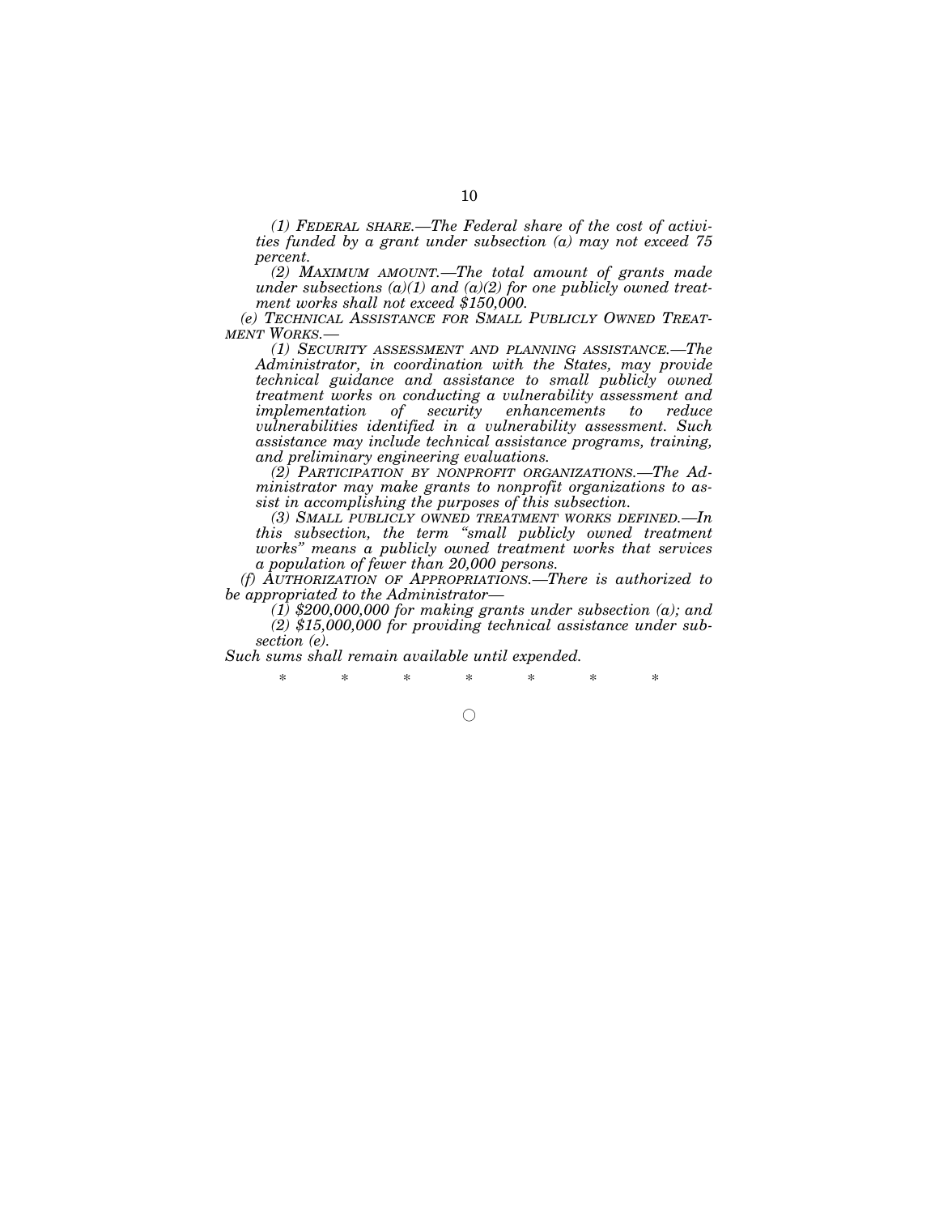*(1) FEDERAL SHARE.—The Federal share of the cost of activities funded by a grant under subsection (a) may not exceed 75 percent.*

*(2) MAXIMUM AMOUNT.—The total amount of grants made under subsections (a)(1) and (a)(2) for one publicly owned treatment works shall not exceed $150,000.*

*(e) TECHNICAL ASSISTANCE FOR SMALL PUBLICLY OWNED TREATMENT WORKS.—*

*(1) SECURITY ASSESSMENT AND PLANNING ASSISTANCE.—The Administrator, in coordination with the States, may provide technical guidance and assistance to small publicly owned treatment works on conducting a vulnerability assessment and implementation of security enhancements to reduce vulnerabilities identified in a vulnerability assessment. Such assistance may include technical assistance programs, training, and preliminary engineering evaluations.*

*(2) PARTICIPATION BY NONPROFIT ORGANIZATIONS.—The Administrator may make grants to nonprofit organizations to assist in accomplishing the purposes of this subsection.*

*(3) SMALL PUBLICLY OWNED TREATMENT WORKS DEFINED.—In this subsection, the term "small publicly owned treatment works" means a publicly owned treatment works that services a population of fewer than 20,000 persons.*

*(f) AUTHORIZATION OF APPROPRIATIONS.—There is authorized to be appropriated to the Administrator—*

*(1) $200,000,000 for making grants under subsection (a); and*

*(2) $15,000,000 for providing technical assistance under subsection (e).*

*Such sums shall remain available until expended.*

\* \* \* \* \* \* \*